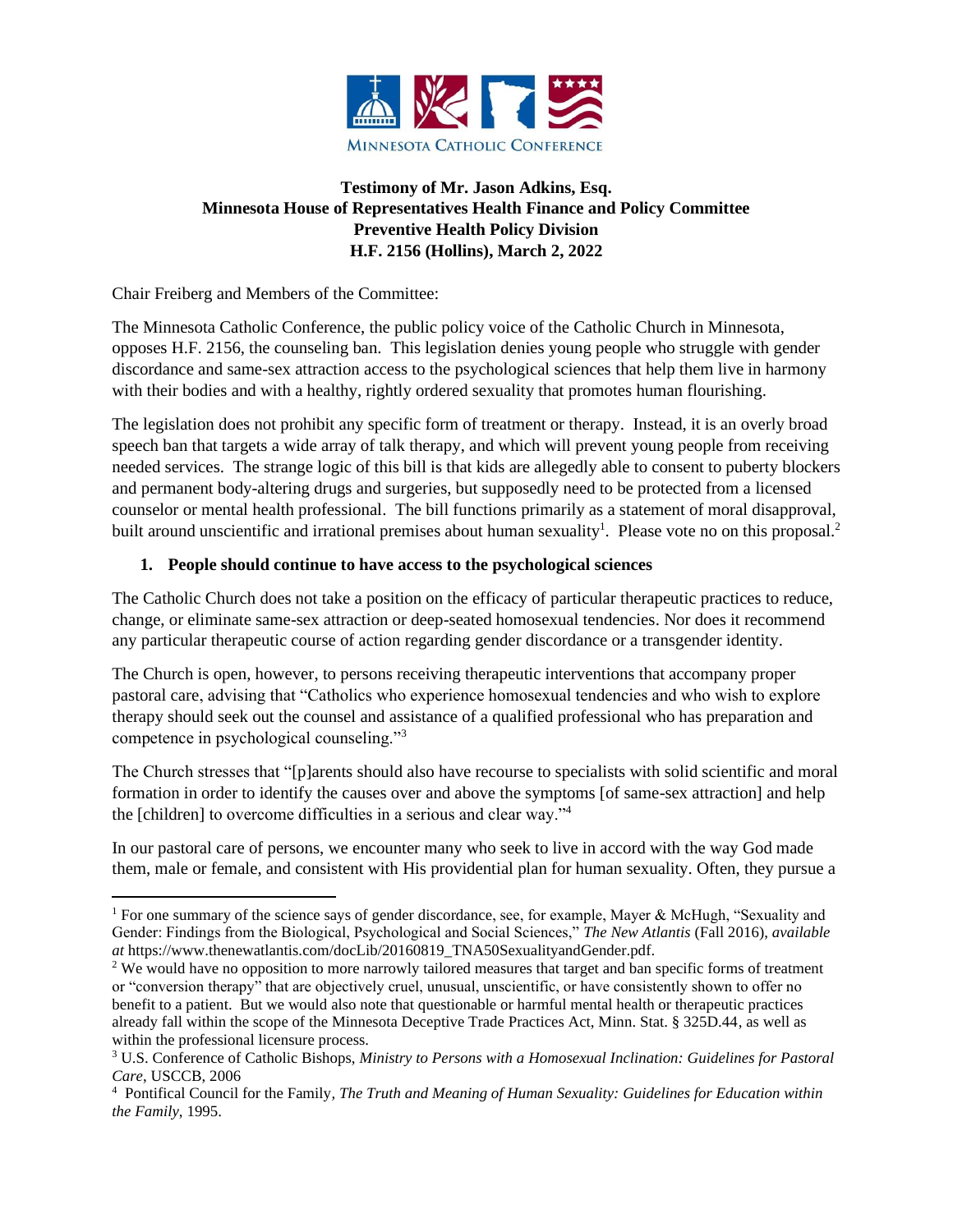MINNESOTA CATHOLIC CONFERENCE

**Testimony of Mr. Jason Adkins, Esq.**
**Minnesota House of Representatives Health Finance and Policy Committee**
**Preventive Health Policy Division**
**H.F. 2156 (Hollins), March 2, 2022**

Chair Freiberg and Members of the Committee:

The Minnesota Catholic Conference, the public policy voice of the Catholic Church in Minnesota, opposes H.F. 2156, the counseling ban. This legislation denies young people who struggle with gender discordance and same-sex attraction access to the psychological sciences that help them live in harmony with their bodies and with a healthy, rightly ordered sexuality that promotes human flourishing.

The legislation does not prohibit any specific form of treatment or therapy. Instead, it is an overly broad speech ban that targets a wide array of talk therapy, and which will prevent young people from receiving needed services. The strange logic of this bill is that kids are allegedly able to consent to puberty blockers and permanent body-altering drugs and surgeries, but supposedly need to be protected from a licensed counselor or mental health professional. The bill functions primarily as a statement of moral disapproval, built around unscientific and irrational premises about human sexuality[1]. Please vote no on this proposal.[2]

**1. People should continue to have access to the psychological sciences**

The Catholic Church does not take a position on the efficacy of particular therapeutic practices to reduce, change, or eliminate same-sex attraction or deep-seated homosexual tendencies. Nor does it recommend any particular therapeutic course of action regarding gender discordance or a transgender identity.

The Church is open, however, to persons receiving therapeutic interventions that accompany proper pastoral care, advising that "Catholics who experience homosexual tendencies and who wish to explore therapy should seek out the counsel and assistance of a qualified professional who has preparation and competence in psychological counseling."[3]

The Church stresses that "[p]arents should also have recourse to specialists with solid scientific and moral formation in order to identify the causes over and above the symptoms [of same-sex attraction] and help the [children] to overcome difficulties in a serious and clear way."[4]

In our pastoral care of persons, we encounter many who seek to live in accord with the way God made them, male or female, and consistent with His providential plan for human sexuality. Often, they pursue a

---

[1] For one summary of the science says of gender discordance, see, for example, Mayer & McHugh, "Sexuality and Gender: Findings from the Biological, Psychological and Social Sciences," *The New Atlantis* (Fall 2016), *available at* https://www.thenewatlantis.com/docLib/20160819_TNA50SexualityandGender.pdf.

[2] We would have no opposition to more narrowly tailored measures that target and ban specific forms of treatment or "conversion therapy" that are objectively cruel, unusual, unscientific, or have consistently shown to offer no benefit to a patient. But we would also note that questionable or harmful mental health or therapeutic practices already fall within the scope of the Minnesota Deceptive Trade Practices Act, Minn. Stat. § 325D.44, as well as within the professional licensure process.

[3] U.S. Conference of Catholic Bishops, *Ministry to Persons with a Homosexual Inclination: Guidelines for Pastoral Care*, USCCB, 2006

[4] Pontifical Council for the Family, *The Truth and Meaning of Human Sexuality: Guidelines for Education within the Family*, 1995.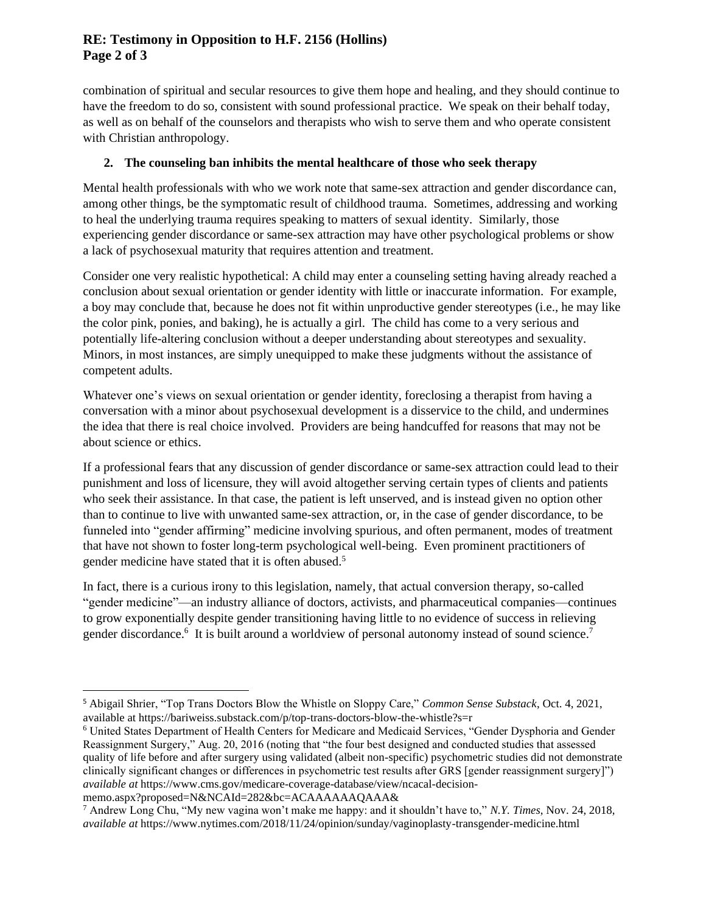combination of spiritual and secular resources to give them hope and healing, and they should continue to have the freedom to do so, consistent with sound professional practice. We speak on their behalf today, as well as on behalf of the counselors and therapists who wish to serve them and who operate consistent with Christian anthropology.

**2. The counseling ban inhibits the mental healthcare of those who seek therapy**

Mental health professionals with who we work note that same-sex attraction and gender discordance can, among other things, be the symptomatic result of childhood trauma. Sometimes, addressing and working to heal the underlying trauma requires speaking to matters of sexual identity. Similarly, those experiencing gender discordance or same-sex attraction may have other psychological problems or show a lack of psychosexual maturity that requires attention and treatment.

Consider one very realistic hypothetical: A child may enter a counseling setting having already reached a conclusion about sexual orientation or gender identity with little or inaccurate information. For example, a boy may conclude that, because he does not fit within unproductive gender stereotypes (i.e., he may like the color pink, ponies, and baking), he is actually a girl. The child has come to a very serious and potentially life-altering conclusion without a deeper understanding about stereotypes and sexuality. Minors, in most instances, are simply unequipped to make these judgments without the assistance of competent adults.

Whatever one's views on sexual orientation or gender identity, foreclosing a therapist from having a conversation with a minor about psychosexual development is a disservice to the child, and undermines the idea that there is real choice involved. Providers are being handcuffed for reasons that may not be about science or ethics.

If a professional fears that any discussion of gender discordance or same-sex attraction could lead to their punishment and loss of licensure, they will avoid altogether serving certain types of clients and patients who seek their assistance. In that case, the patient is left unserved, and is instead given no option other than to continue to live with unwanted same-sex attraction, or, in the case of gender discordance, to be funneled into "gender affirming" medicine involving spurious, and often permanent, modes of treatment that have not shown to foster long-term psychological well-being. Even prominent practitioners of gender medicine have stated that it is often abused.[5]

In fact, there is a curious irony to this legislation, namely, that actual conversion therapy, so-called "gender medicine"—an industry alliance of doctors, activists, and pharmaceutical companies—continues to grow exponentially despite gender transitioning having little to no evidence of success in relieving gender discordance.[6] It is built around a worldview of personal autonomy instead of sound science.[7]

---

[5] Abigail Shrier, "Top Trans Doctors Blow the Whistle on Sloppy Care," *Common Sense Substack*, Oct. 4, 2021, available at https://bariweiss.substack.com/p/top-trans-doctors-blow-the-whistle?s=r

[6] United States Department of Health Centers for Medicare and Medicaid Services, "Gender Dysphoria and Gender Reassignment Surgery," Aug. 20, 2016 (noting that "the four best designed and conducted studies that assessed quality of life before and after surgery using validated (albeit non-specific) psychometric studies did not demonstrate clinically significant changes or differences in psychometric test results after GRS [gender reassignment surgery]") *available at* https://www.cms.gov/medicare-coverage-database/view/ncacal-decision-memo.aspx?proposed=N&NCAId=282&bc=ACAAAAAAQAAA&

[7] Andrew Long Chu, "My new vagina won't make me happy: and it shouldn't have to," *N.Y. Times*, Nov. 24, 2018, *available at* https://www.nytimes.com/2018/11/24/opinion/sunday/vaginoplasty-transgender-medicine.html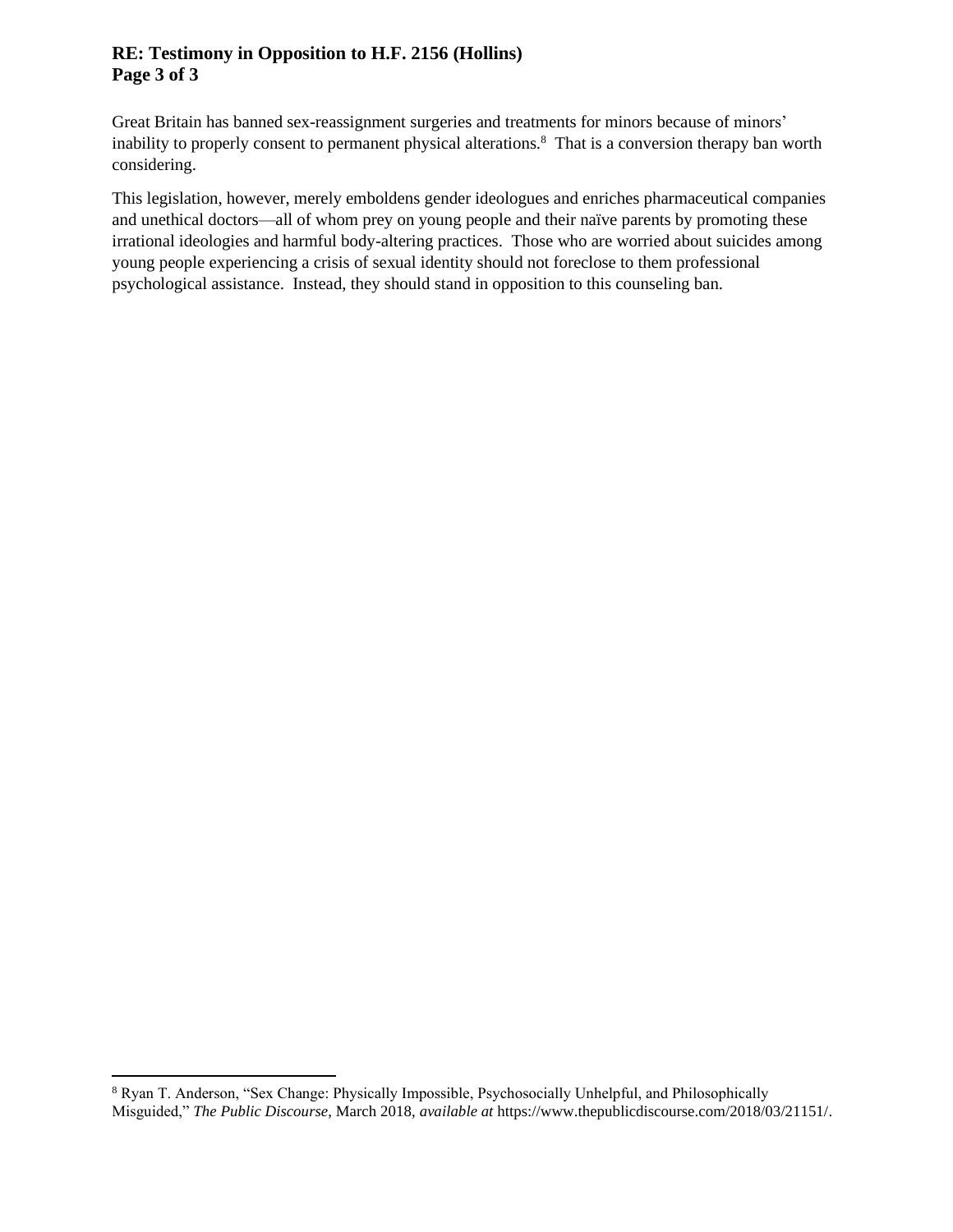Great Britain has banned sex-reassignment surgeries and treatments for minors because of minors' inability to properly consent to permanent physical alterations.[8] That is a conversion therapy ban worth considering.

This legislation, however, merely emboldens gender ideologues and enriches pharmaceutical companies and unethical doctors—all of whom prey on young people and their naïve parents by promoting these irrational ideologies and harmful body-altering practices. Those who are worried about suicides among young people experiencing a crisis of sexual identity should not foreclose to them professional psychological assistance. Instead, they should stand in opposition to this counseling ban.

---

[8] Ryan T. Anderson, "Sex Change: Physically Impossible, Psychosocially Unhelpful, and Philosophically Misguided," *The Public Discourse*, March 2018, *available at* https://www.thepublicdiscourse.com/2018/03/21151/.